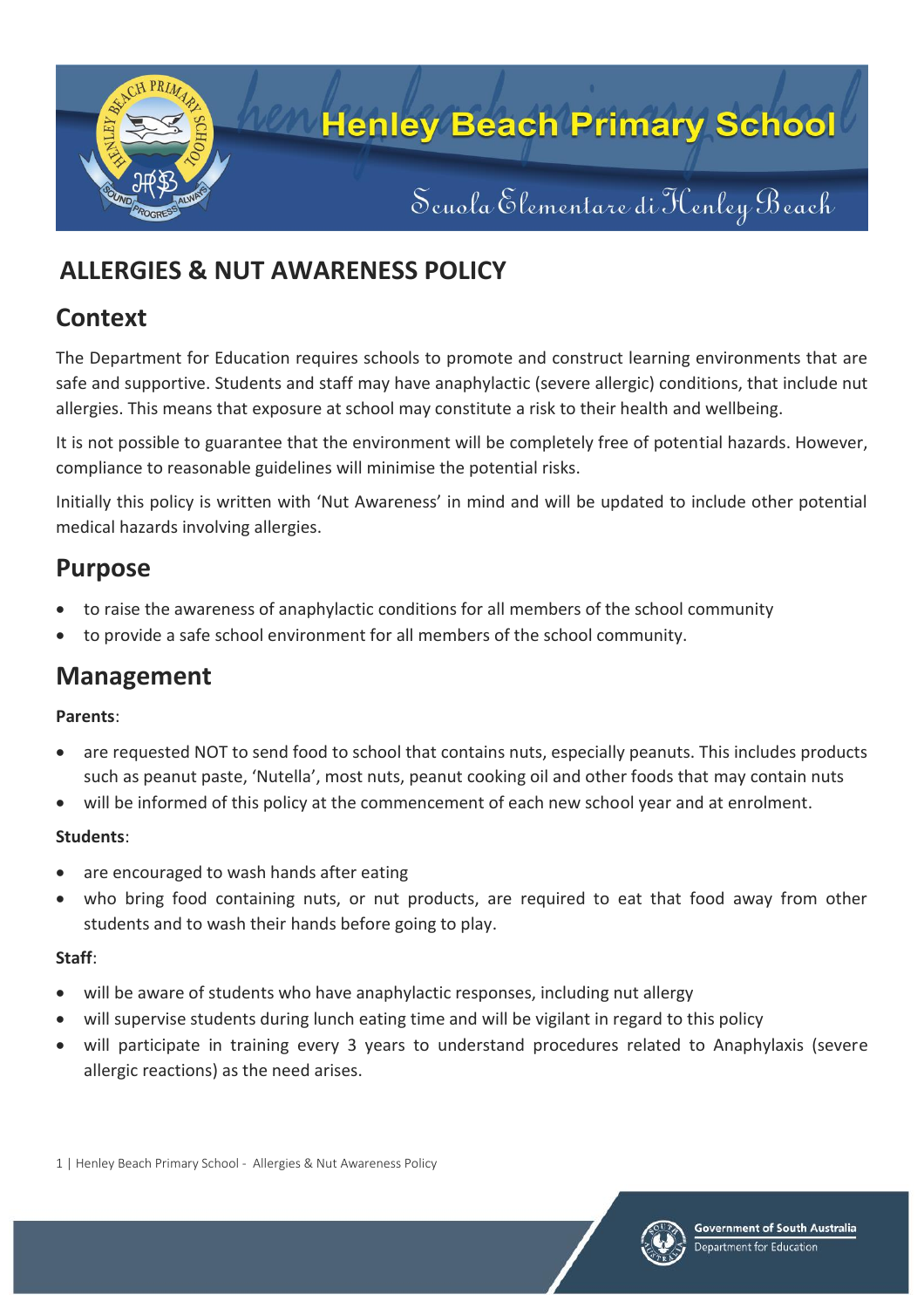# Henley Beach Primary School

Scuola Elementare di Henley Beach

## ALLERGIES & NUT AWARENESS POLICY

## Context

The Department for Education requires schools to promote and construct learning environments that are safe and supportive. Students and staff may have anaphylactic (severe allergic) conditions, that include nut allergies. This means that exposure at school may constitute a risk to their health and wellbeing.

It is not possible to guarantee that the environment will be completely free of potential hazards. However, compliance to reasonable guidelines will minimise the potential risks.

Initially this policy is written with 'Nut Awareness' in mind and will be updated to include other potential medical hazards involving allergies.

## Purpose

- to raise the awareness of anaphylactic conditions for all members of the school community
- to provide a safe school environment for all members of the school community.

## Management

**Parents**:

- are requested NOT to send food to school that contains nuts, especially peanuts. This includes products such as peanut paste, 'Nutella', most nuts, peanut cooking oil and other foods that may contain nuts
- will be informed of this policy at the commencement of each new school year and at enrolment.

**Students**:

- are encouraged to wash hands after eating
- who bring food containing nuts, or nut products, are required to eat that food away from other students and to wash their hands before going to play.

**Staff**:

- will be aware of students who have anaphylactic responses, including nut allergy
- will supervise students during lunch eating time and will be vigilant in regard to this policy
- will participate in training every 3 years to understand procedures related to Anaphylaxis (severe allergic reactions) as the need arises.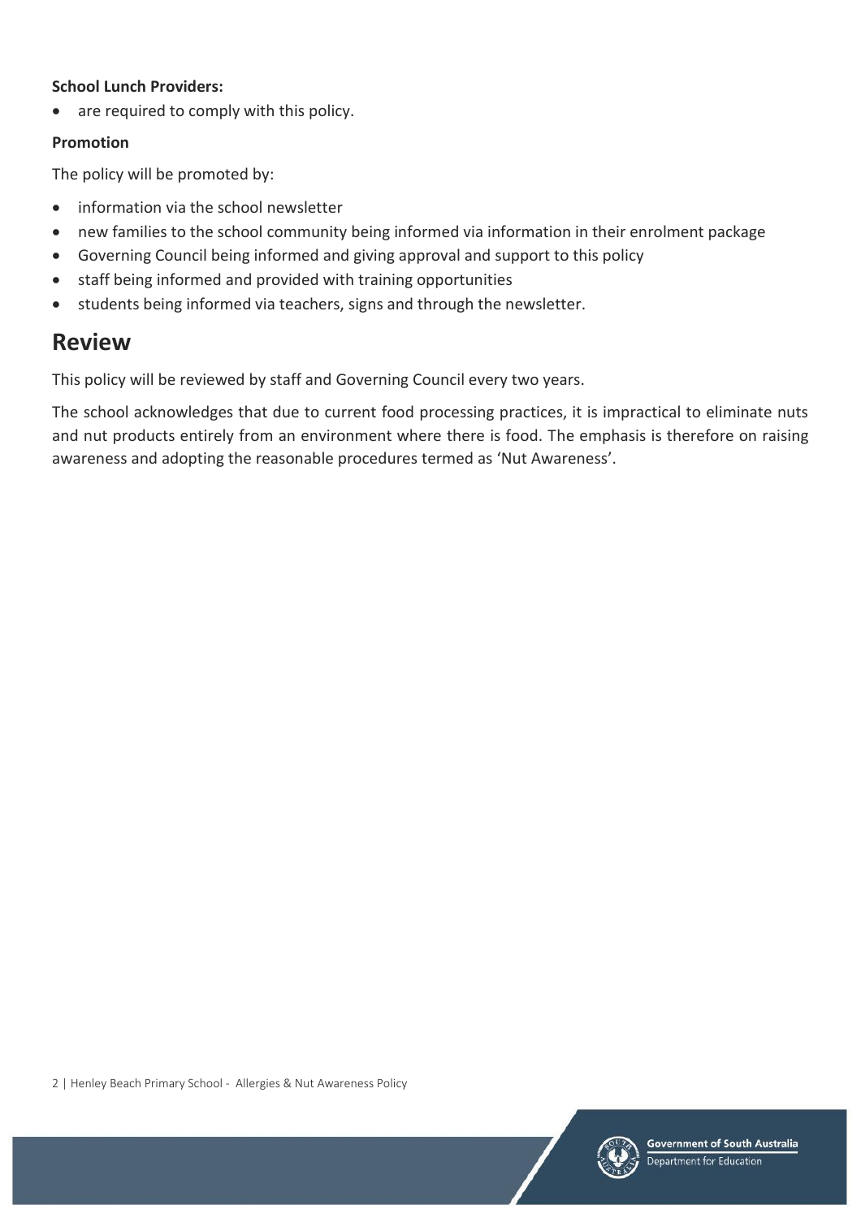**School Lunch Providers:**

- are required to comply with this policy.

**Promotion**

The policy will be promoted by:

- information via the school newsletter
- new families to the school community being informed via information in their enrolment package
- Governing Council being informed and giving approval and support to this policy
- staff being informed and provided with training opportunities
- students being informed via teachers, signs and through the newsletter.

# Review

This policy will be reviewed by staff and Governing Council every two years.

The school acknowledges that due to current food processing practices, it is impractical to eliminate nuts and nut products entirely from an environment where there is food. The emphasis is therefore on raising awareness and adopting the reasonable procedures termed as 'Nut Awareness'.